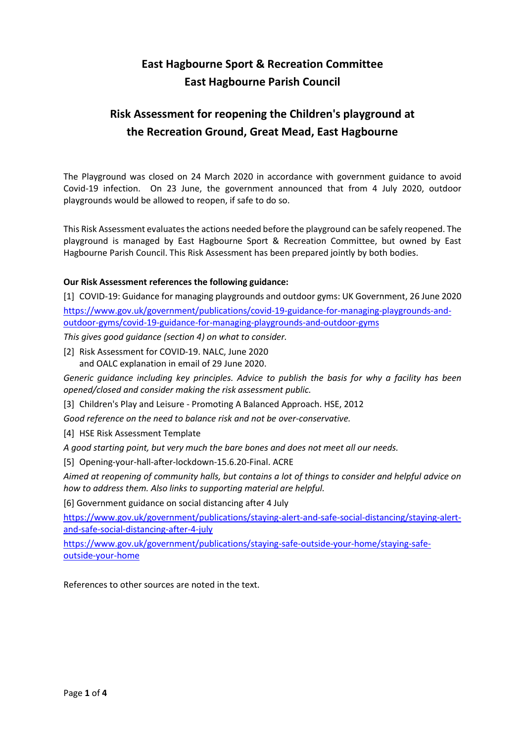# East Hagbourne Sport & Recreation Committee
# East Hagbourne Parish Council

## Risk Assessment for reopening the Children's playground at the Recreation Ground, Great Mead, East Hagbourne

The Playground was closed on 24 March 2020 in accordance with government guidance to avoid Covid-19 infection. On 23 June, the government announced that from 4 July 2020, outdoor playgrounds would be allowed to reopen, if safe to do so.

This Risk Assessment evaluates the actions needed before the playground can be safely reopened. The playground is managed by East Hagbourne Sport & Recreation Committee, but owned by East Hagbourne Parish Council. This Risk Assessment has been prepared jointly by both bodies.

**Our Risk Assessment references the following guidance:**

[1] COVID-19: Guidance for managing playgrounds and outdoor gyms: UK Government, 26 June 2020
https://www.gov.uk/government/publications/covid-19-guidance-for-managing-playgrounds-and-outdoor-gyms/covid-19-guidance-for-managing-playgrounds-and-outdoor-gyms

*This gives good guidance (section 4) on what to consider.*

[2] Risk Assessment for COVID-19. NALC, June 2020
and OALC explanation in email of 29 June 2020.

*Generic guidance including key principles. Advice to publish the basis for why a facility has been opened/closed and consider making the risk assessment public.*

[3] Children's Play and Leisure - Promoting A Balanced Approach. HSE, 2012

*Good reference on the need to balance risk and not be over-conservative.*

[4] HSE Risk Assessment Template

*A good starting point, but very much the bare bones and does not meet all our needs.*

[5] Opening-your-hall-after-lockdown-15.6.20-Final. ACRE

*Aimed at reopening of community halls, but contains a lot of things to consider and helpful advice on how to address them. Also links to supporting material are helpful.*

[6] Government guidance on social distancing after 4 July

https://www.gov.uk/government/publications/staying-alert-and-safe-social-distancing/staying-alert-and-safe-social-distancing-after-4-july

https://www.gov.uk/government/publications/staying-safe-outside-your-home/staying-safe-outside-your-home

References to other sources are noted in the text.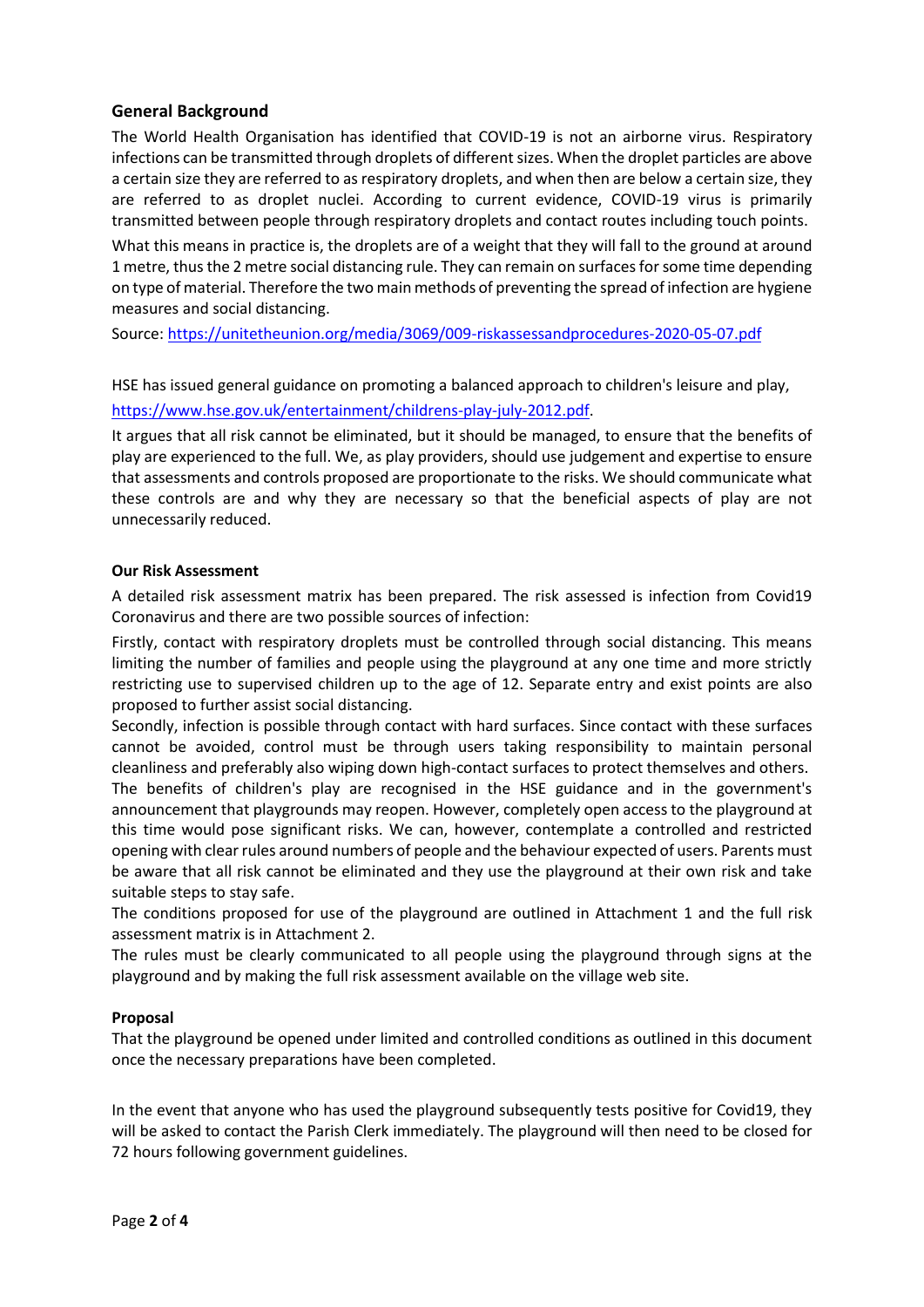## General Background

The World Health Organisation has identified that COVID-19 is not an airborne virus. Respiratory infections can be transmitted through droplets of different sizes. When the droplet particles are above a certain size they are referred to as respiratory droplets, and when then are below a certain size, they are referred to as droplet nuclei. According to current evidence, COVID-19 virus is primarily transmitted between people through respiratory droplets and contact routes including touch points.

What this means in practice is, the droplets are of a weight that they will fall to the ground at around 1 metre, thus the 2 metre social distancing rule. They can remain on surfaces for some time depending on type of material. Therefore the two main methods of preventing the spread of infection are hygiene measures and social distancing.

Source: https://unitetheunion.org/media/3069/009-riskassessandprocedures-2020-05-07.pdf

HSE has issued general guidance on promoting a balanced approach to children's leisure and play, https://www.hse.gov.uk/entertainment/childrens-play-july-2012.pdf.

It argues that all risk cannot be eliminated, but it should be managed, to ensure that the benefits of play are experienced to the full. We, as play providers, should use judgement and expertise to ensure that assessments and controls proposed are proportionate to the risks. We should communicate what these controls are and why they are necessary so that the beneficial aspects of play are not unnecessarily reduced.

**Our Risk Assessment**

A detailed risk assessment matrix has been prepared. The risk assessed is infection from Covid19 Coronavirus and there are two possible sources of infection:

Firstly, contact with respiratory droplets must be controlled through social distancing. This means limiting the number of families and people using the playground at any one time and more strictly restricting use to supervised children up to the age of 12. Separate entry and exist points are also proposed to further assist social distancing.

Secondly, infection is possible through contact with hard surfaces. Since contact with these surfaces cannot be avoided, control must be through users taking responsibility to maintain personal cleanliness and preferably also wiping down high-contact surfaces to protect themselves and others.

The benefits of children's play are recognised in the HSE guidance and in the government's announcement that playgrounds may reopen. However, completely open access to the playground at this time would pose significant risks. We can, however, contemplate a controlled and restricted opening with clear rules around numbers of people and the behaviour expected of users. Parents must be aware that all risk cannot be eliminated and they use the playground at their own risk and take suitable steps to stay safe.

The conditions proposed for use of the playground are outlined in Attachment 1 and the full risk assessment matrix is in Attachment 2.

The rules must be clearly communicated to all people using the playground through signs at the playground and by making the full risk assessment available on the village web site.

**Proposal**

That the playground be opened under limited and controlled conditions as outlined in this document once the necessary preparations have been completed.

In the event that anyone who has used the playground subsequently tests positive for Covid19, they will be asked to contact the Parish Clerk immediately. The playground will then need to be closed for 72 hours following government guidelines.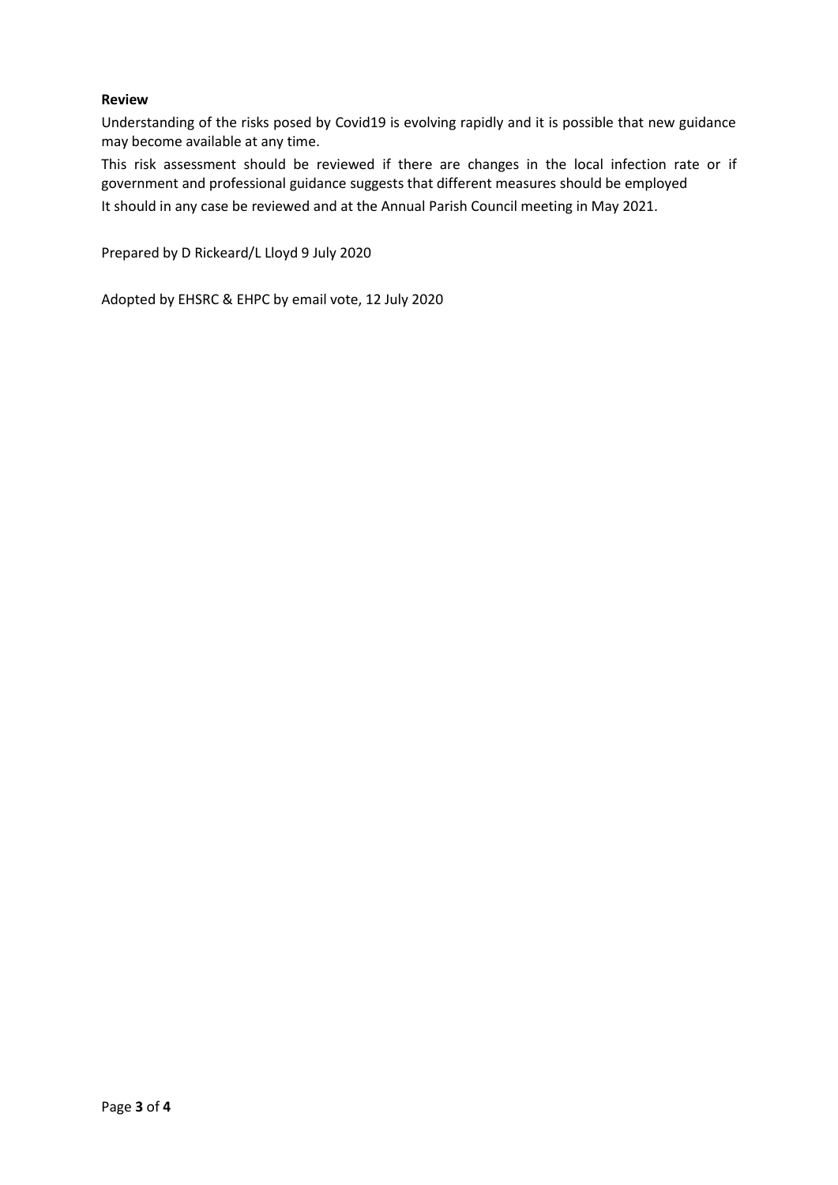**Review**

Understanding of the risks posed by Covid19 is evolving rapidly and it is possible that new guidance may become available at any time.

This risk assessment should be reviewed if there are changes in the local infection rate or if government and professional guidance suggests that different measures should be employed

It should in any case be reviewed and at the Annual Parish Council meeting in May 2021.

Prepared by D Rickeard/L Lloyd 9 July 2020

Adopted by EHSRC & EHPC by email vote, 12 July 2020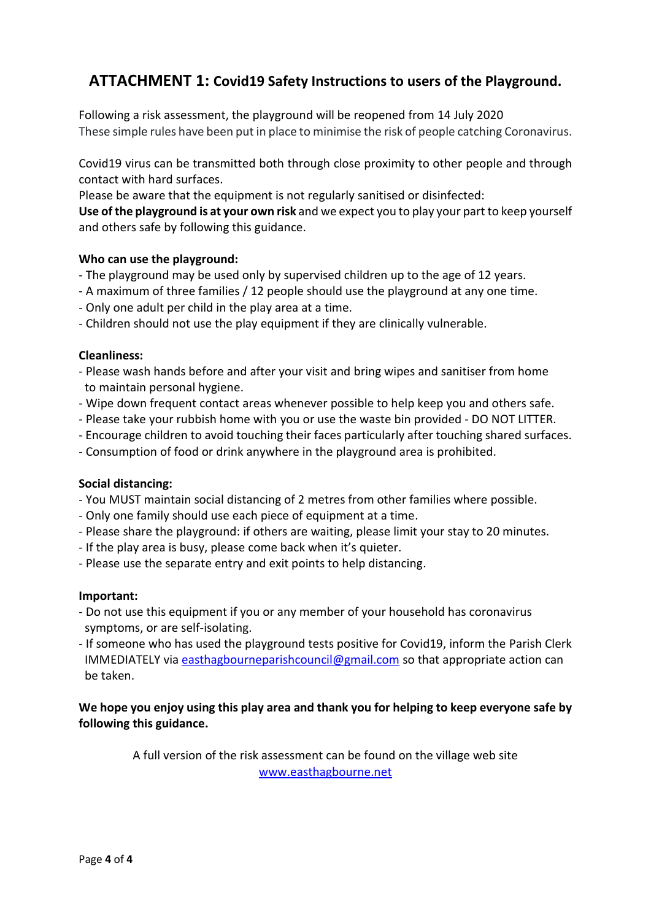## **ATTACHMENT 1:** Covid19 Safety Instructions to users of the Playground.

Following a risk assessment, the playground will be reopened from 14 July 2020
These simple rules have been put in place to minimise the risk of people catching Coronavirus.

Covid19 virus can be transmitted both through close proximity to other people and through contact with hard surfaces.
Please be aware that the equipment is not regularly sanitised or disinfected:
**Use of the playground is at your own risk** and we expect you to play your part to keep yourself and others safe by following this guidance.

**Who can use the playground:**

- The playground may be used only by supervised children up to the age of 12 years.
- A maximum of three families / 12 people should use the playground at any one time.
- Only one adult per child in the play area at a time.
- Children should not use the play equipment if they are clinically vulnerable.

**Cleanliness:**

- Please wash hands before and after your visit and bring wipes and sanitiser from home to maintain personal hygiene.
- Wipe down frequent contact areas whenever possible to help keep you and others safe.
- Please take your rubbish home with you or use the waste bin provided - DO NOT LITTER.
- Encourage children to avoid touching their faces particularly after touching shared surfaces.
- Consumption of food or drink anywhere in the playground area is prohibited.

**Social distancing:**

- You MUST maintain social distancing of 2 metres from other families where possible.
- Only one family should use each piece of equipment at a time.
- Please share the playground: if others are waiting, please limit your stay to 20 minutes.
- If the play area is busy, please come back when it's quieter.
- Please use the separate entry and exit points to help distancing.

**Important:**

- Do not use this equipment if you or any member of your household has coronavirus symptoms, or are self-isolating.
- If someone who has used the playground tests positive for Covid19, inform the Parish Clerk IMMEDIATELY via easthagbourneparishcouncil@gmail.com so that appropriate action can be taken.

**We hope you enjoy using this play area and thank you for helping to keep everyone safe by following this guidance.**

A full version of the risk assessment can be found on the village web site
www.easthagbourne.net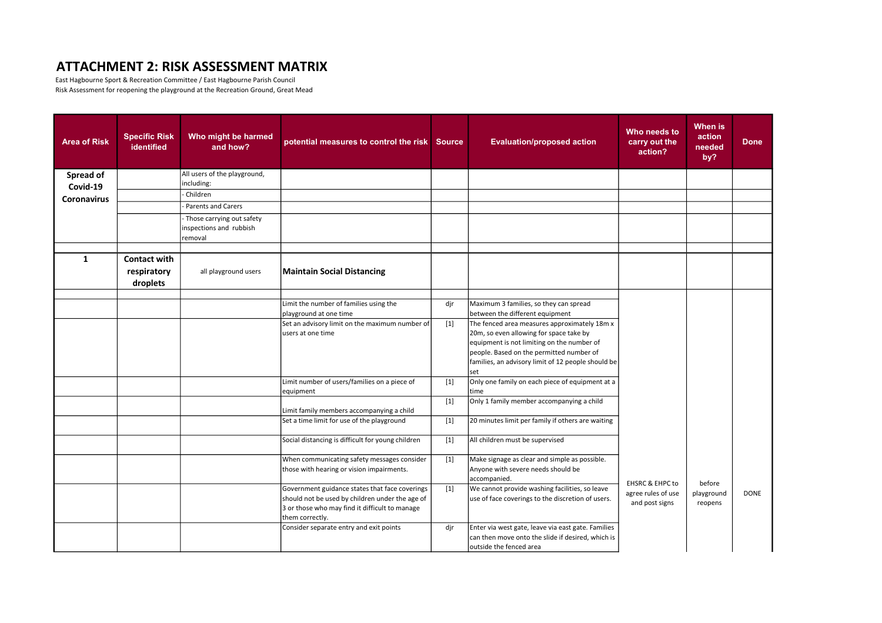# ATTACHMENT 2: RISK ASSESSMENT MATRIX

East Hagbourne Sport & Recreation Committee / East Hagbourne Parish Council
Risk Assessment for reopening the playground at the Recreation Ground, Great Mead

| Area of Risk | Specific Risk identified | Who might be harmed and how? | potential measures to control the risk | Source | Evaluation/proposed action | Who needs to carry out the action? | When is action needed by? | Done |
|---|---|---|---|---|---|---|---|---|
| **Spread of Covid-19 Coronavirus** | | All users of the playground, including: | | | | | | |
| | | - Children | | | | | | |
| | | - Parents and Carers | | | | | | |
| | | - Those carrying out safety inspections and rubbish removal | | | | | | |
| | | | | | | | | |
| **1** | **Contact with respiratory droplets** | all playground users | **Maintain Social Distancing** | | | | | |
| | | | | | | | | |
| | | | Limit the number of families using the playground at one time | djr | Maximum 3 families, so they can spread between the different equipment | EHSRC & EHPC to agree rules of use and post signs | before playground reopens | DONE |
| | | | Set an advisory limit on the maximum number of users at one time | [1] | The fenced area measures approximately 18m x 20m, so even allowing for space take by equipment is not limiting on the number of people. Based on the permitted number of families, an advisory limit of 12 people should be set | | | |
| | | | Limit number of users/families on a piece of equipment | [1] | Only one family on each piece of equipment at a time | | | |
| | | | Limit family members accompanying a child | [1] | Only 1 family member accompanying a child | | | |
| | | | Set a time limit for use of the playground | [1] | 20 minutes limit per family if others are waiting | | | |
| | | | Social distancing is difficult for young children | [1] | All children must be supervised | | | |
| | | | When communicating safety messages consider those with hearing or vision impairments. | [1] | Make signage as clear and simple as possible. Anyone with severe needs should be accompanied. | | | |
| | | | Government guidance states that face coverings should not be used by children under the age of 3 or those who may find it difficult to manage them correctly. | [1] | We cannot provide washing facilities, so leave use of face coverings to the discretion of users. | | | |
| | | | Consider separate entry and exit points | djr | Enter via west gate, leave via east gate. Families can then move onto the slide if desired, which is outside the fenced area | | | |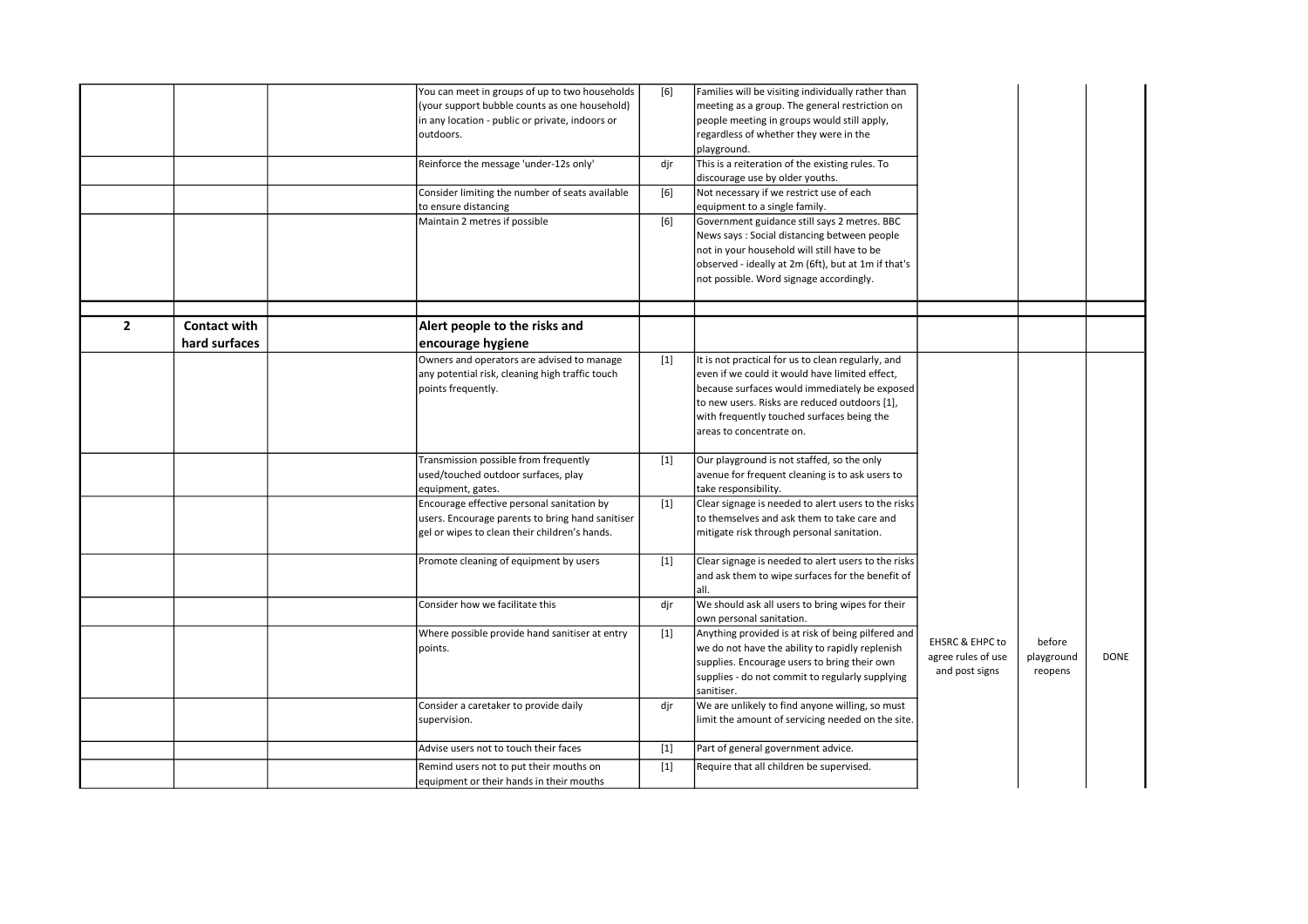| | | | | | | | | |
|---|---|---|---|---|---|---|---|---|
| | | | You can meet in groups of up to two households (your support bubble counts as one household) in any location - public or private, indoors or outdoors. | [6] | Families will be visiting individually rather than meeting as a group. The general restriction on people meeting in groups would still apply, regardless of whether they were in the playground. | | | |
| | | | Reinforce the message 'under-12s only' | djr | This is a reiteration of the existing rules. To discourage use by older youths. | | | |
| | | | Consider limiting the number of seats available to ensure distancing | [6] | Not necessary if we restrict use of each equipment to a single family. | | | |
| | | | Maintain 2 metres if possible | [6] | Government guidance still says 2 metres. BBC News says : Social distancing between people not in your household will still have to be observed - ideally at 2m (6ft), but at 1m if that's not possible. Word signage accordingly. | | | |
| | | | | | | | | |
| **2** | **Contact with hard surfaces** | | **Alert people to the risks and encourage hygiene** | | | | | |
| | | | Owners and operators are advised to manage any potential risk, cleaning high traffic touch points frequently. | [1] | It is not practical for us to clean regularly, and even if we could it would have limited effect, because surfaces would immediately be exposed to new users. Risks are reduced outdoors [1], with frequently touched surfaces being the areas to concentrate on. | | | |
| | | | Transmission possible from frequently used/touched outdoor surfaces, play equipment, gates. | [1] | Our playground is not staffed, so the only avenue for frequent cleaning is to ask users to take responsibility. | | | |
| | | | Encourage effective personal sanitation by users. Encourage parents to bring hand sanitiser gel or wipes to clean their children's hands. | [1] | Clear signage is needed to alert users to the risks to themselves and ask them to take care and mitigate risk through personal sanitation. | | | |
| | | | Promote cleaning of equipment by users | [1] | Clear signage is needed to alert users to the risks and ask them to wipe surfaces for the benefit of all. | | | |
| | | | Consider how we facilitate this | djr | We should ask all users to bring wipes for their own personal sanitation. | | | |
| | | | Where possible provide hand sanitiser at entry points. | [1] | Anything provided is at risk of being pilfered and we do not have the ability to rapidly replenish supplies. Encourage users to bring their own supplies - do not commit to regularly supplying sanitiser. | EHSRC & EHPC to agree rules of use and post signs | before playground reopens | DONE |
| | | | Consider a caretaker to provide daily supervision. | djr | We are unlikely to find anyone willing, so must limit the amount of servicing needed on the site. | | | |
| | | | Advise users not to touch their faces | [1] | Part of general government advice. | | | |
| | | | Remind users not to put their mouths on equipment or their hands in their mouths | [1] | Require that all children be supervised. | | | |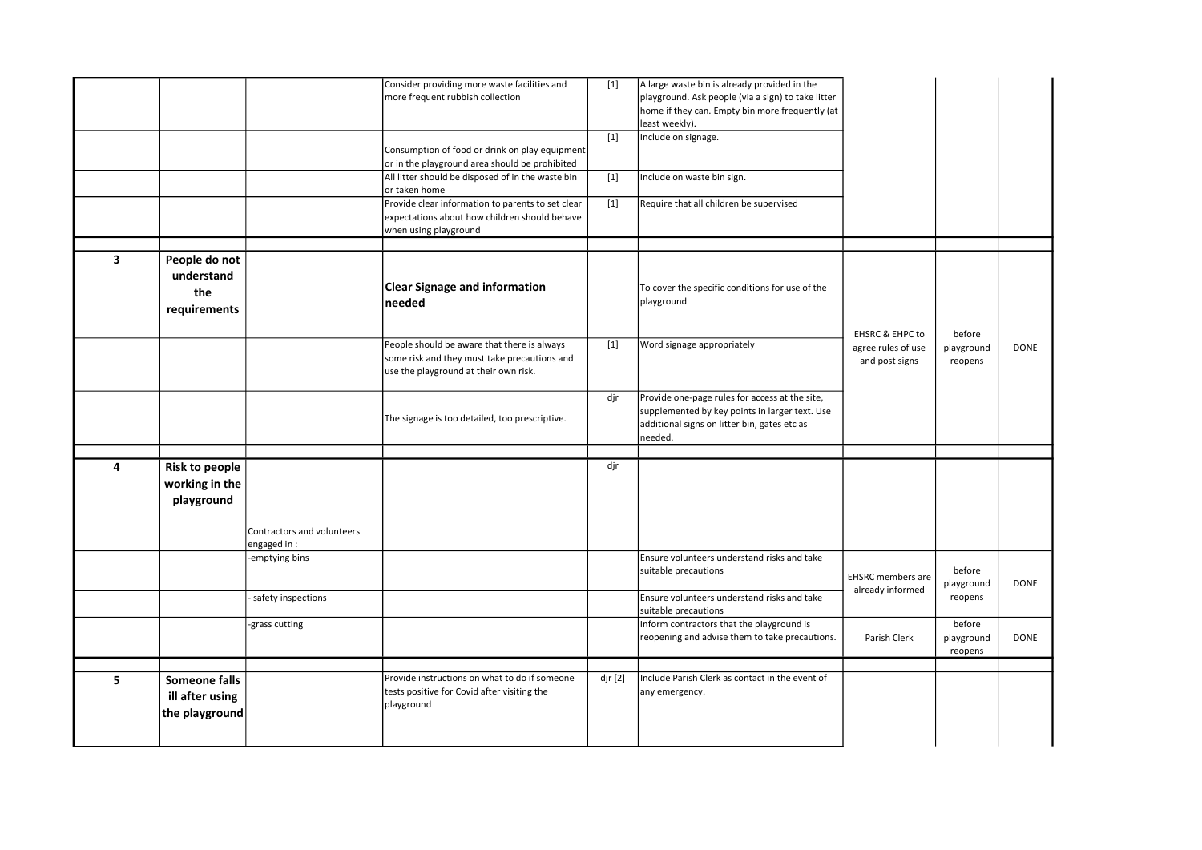|  |  |  |  |  |  |  |  |  |
|---|---|---|---|---|---|---|---|---|
|  |  |  | Consider providing more waste facilities and more frequent rubbish collection | [1] | A large waste bin is already provided in the playground. Ask people (via a sign) to take litter home if they can. Empty bin more frequently (at least weekly). |  |  |  |
|  |  |  | Consumption of food or drink on play equipment or in the playground area should be prohibited | [1] | Include on signage. |  |  |  |
|  |  |  | All litter should be disposed of in the waste bin or taken home | [1] | Include on waste bin sign. |  |  |  |
|  |  |  | Provide clear information to parents to set clear expectations about how children should behave when using playground | [1] | Require that all children be supervised |  |  |  |
|  |  |  |  |  |  |  |  |  |
| **3** | **People do not understand the requirements** |  | **Clear Signage and information needed** |  | To cover the specific conditions for use of the playground | EHSRC & EHPC to agree rules of use and post signs | before playground reopens | DONE |
|  |  |  | People should be aware that there is always some risk and they must take precautions and use the playground at their own risk. | [1] | Word signage appropriately |  |  |  |
|  |  |  | The signage is too detailed, too prescriptive. | djr | Provide one-page rules for access at the site, supplemented by key points in larger text. Use additional signs on litter bin, gates etc as needed. |  |  |  |
|  |  |  |  |  |  |  |  |  |
| **4** | **Risk to people working in the playground** | Contractors and volunteers engaged in : |  | djr |  |  |  |  |
|  |  | -emptying bins |  |  | Ensure volunteers understand risks and take suitable precautions | EHSRC members are already informed | before playground reopens | DONE |
|  |  | - safety inspections |  |  | Ensure volunteers understand risks and take suitable precautions |  |  |  |
|  |  | -grass cutting |  |  | Inform contractors that the playground is reopening and advise them to take precautions. | Parish Clerk | before playground reopens | DONE |
|  |  |  |  |  |  |  |  |  |
| **5** | **Someone falls ill after using the playground** |  | Provide instructions on what to do if someone tests positive for Covid after visiting the playground | djr [2] | Include Parish Clerk as contact in the event of any emergency. |  |  |  |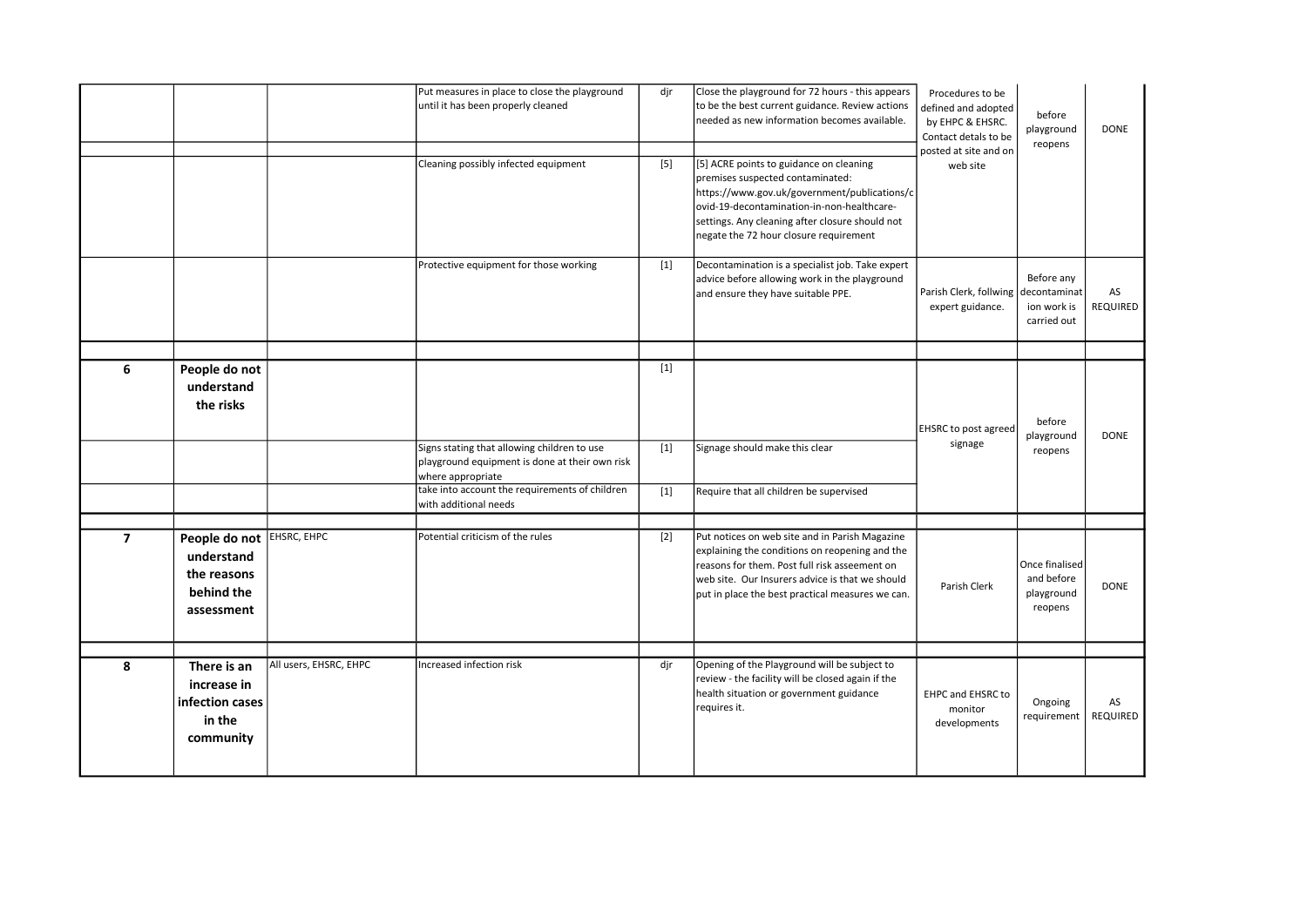| | | | | | | | | |
|---|---|---|---|---|---|---|---|---|
| | | | Put measures in place to close the playground until it has been properly cleaned | djr | Close the playground for 72 hours - this appears to be the best current guidance. Review actions needed as new information becomes available. | Procedures to be defined and adopted by EHPC & EHSRC. Contact detals to be posted at site and on web site | before playground reopens | DONE |
| | | | Cleaning possibly infected equipment | [5] | [5] ACRE points to guidance on cleaning premises suspected contaminated: https://www.gov.uk/government/publications/covid-19-decontamination-in-non-healthcare-settings. Any cleaning after closure should not negate the 72 hour closure requirement | | | |
| | | | Protective equipment for those working | [1] | Decontamination is a specialist job. Take expert advice before allowing work in the playground and ensure they have suitable PPE. | Parish Clerk, follwing expert guidance. | Before any decontamination work is carried out | AS REQUIRED |
| | | | | | | | | |
| **6** | **People do not understand the risks** | | | [1] | | EHSRC to post agreed signage | before playground reopens | DONE |
| | | | Signs stating that allowing children to use playground equipment is done at their own risk where appropriate | [1] | Signage should make this clear | | | |
| | | | take into account the requirements of children with additional needs | [1] | Require that all children be supervised | | | |
| | | | | | | | | |
| **7** | **People do not understand the reasons behind the assessment** | EHSRC, EHPC | Potential criticism of the rules | [2] | Put notices on web site and in Parish Magazine explaining the conditions on reopening and the reasons for them. Post full risk asseement on web site. Our Insurers advice is that we should put in place the best practical measures we can. | Parish Clerk | Once finalised and before playground reopens | DONE |
| | | | | | | | | |
| **8** | **There is an increase in infection cases in the community** | All users, EHSRC, EHPC | Increased infection risk | djr | Opening of the Playground will be subject to review - the facility will be closed again if the health situation or government guidance requires it. | EHPC and EHSRC to monitor developments | Ongoing requirement | AS REQUIRED |